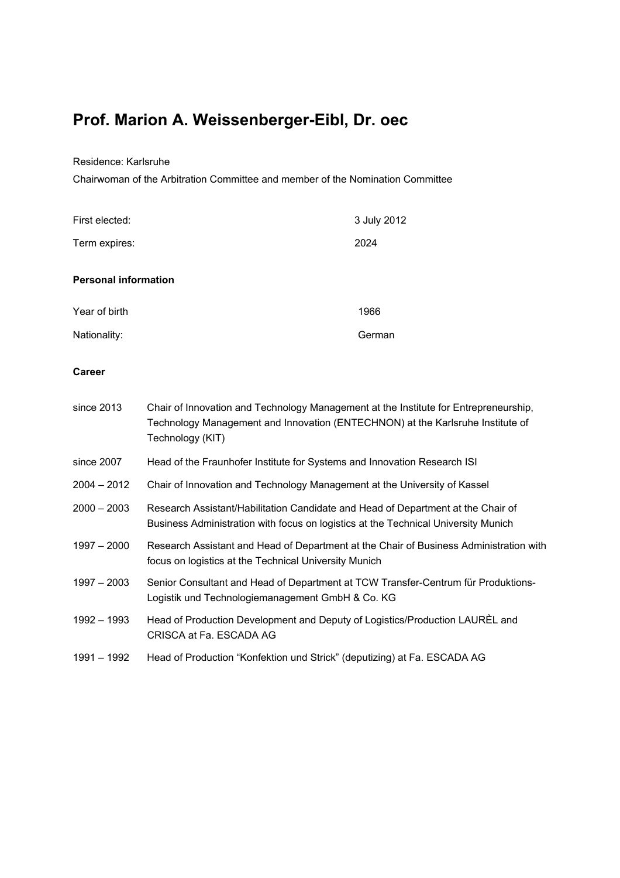# Prof. Marion A. Weissenberger-Eibl, Dr. oec

Residence: Karlsruhe

Chairwoman of the Arbitration Committee and member of the Nomination Committee

| | |
|---|---|
| First elected: | 3 July 2012 |
| Term expires: | 2024 |

**Personal information**

| | |
|---|---|
| Year of birth | 1966 |
| Nationality: | German |

**Career**

| | |
|---|---|
| since 2013 | Chair of Innovation and Technology Management at the Institute for Entrepreneurship, Technology Management and Innovation (ENTECHNON) at the Karlsruhe Institute of Technology (KIT) |
| since 2007 | Head of the Fraunhofer Institute for Systems and Innovation Research ISI |
| 2004 – 2012 | Chair of Innovation and Technology Management at the University of Kassel |
| 2000 – 2003 | Research Assistant/Habilitation Candidate and Head of Department at the Chair of Business Administration with focus on logistics at the Technical University Munich |
| 1997 – 2000 | Research Assistant and Head of Department at the Chair of Business Administration with focus on logistics at the Technical University Munich |
| 1997 – 2003 | Senior Consultant and Head of Department at TCW Transfer-Centrum für Produktions-Logistik und Technologiemanagement GmbH & Co. KG |
| 1992 – 1993 | Head of Production Development and Deputy of Logistics/Production LAURÈL and CRISCA at Fa. ESCADA AG |
| 1991 – 1992 | Head of Production "Konfektion und Strick" (deputizing) at Fa. ESCADA AG |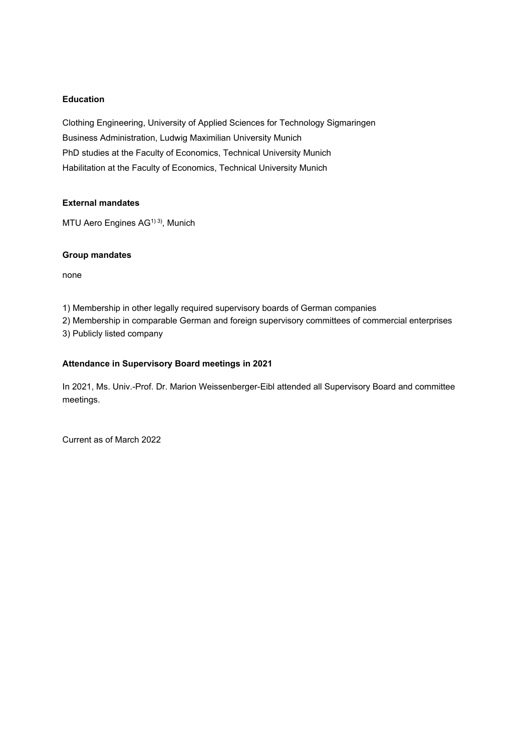**Education**

Clothing Engineering, University of Applied Sciences for Technology Sigmaringen
Business Administration, Ludwig Maximilian University Munich
PhD studies at the Faculty of Economics, Technical University Munich
Habilitation at the Faculty of Economics, Technical University Munich

**External mandates**

MTU Aero Engines AG[1) 3)], Munich

**Group mandates**

none

1) Membership in other legally required supervisory boards of German companies
2) Membership in comparable German and foreign supervisory committees of commercial enterprises
3) Publicly listed company

**Attendance in Supervisory Board meetings in 2021**

In 2021, Ms. Univ.-Prof. Dr. Marion Weissenberger-Eibl attended all Supervisory Board and committee meetings.

Current as of March 2022